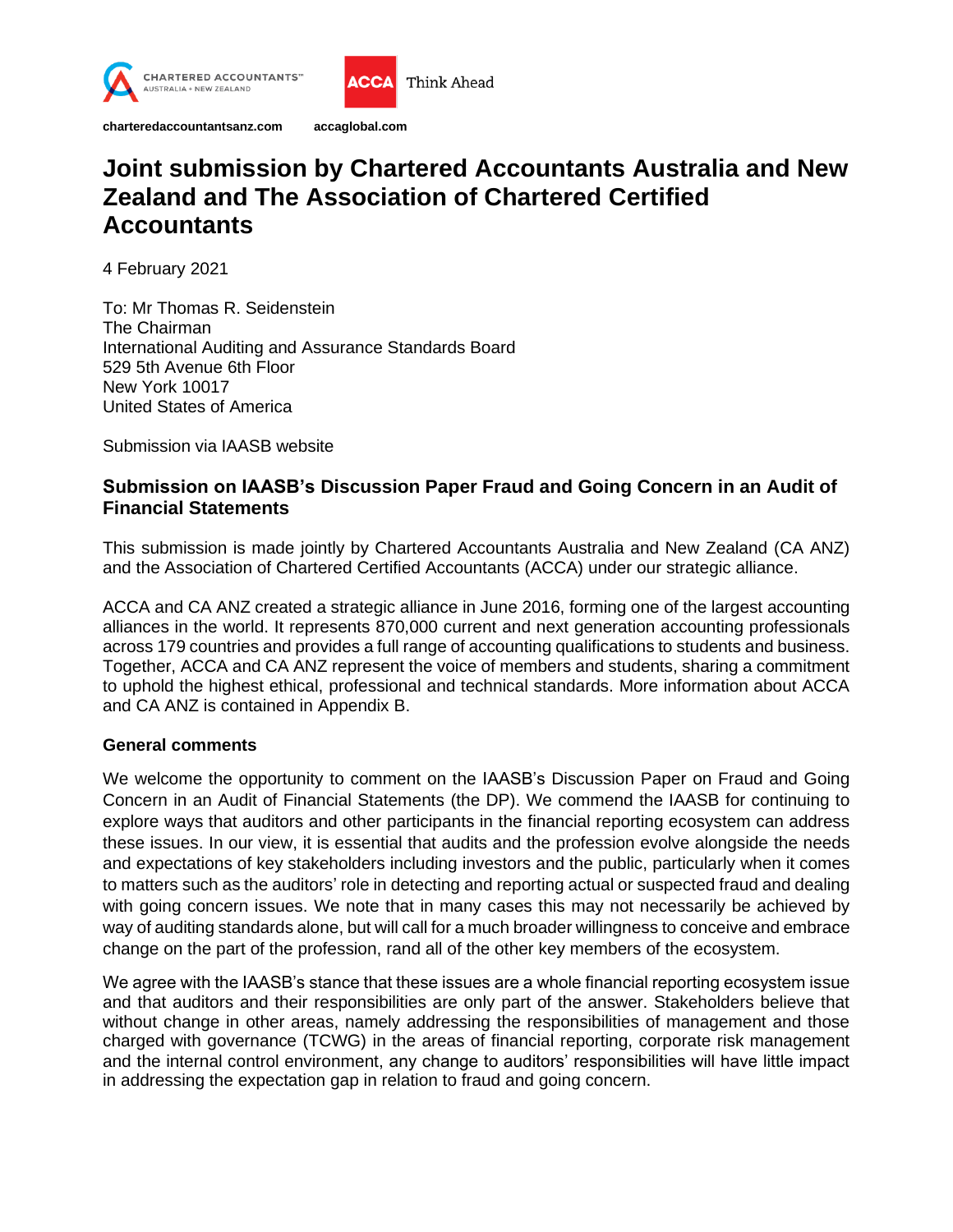CHARTERED ACCOUNTANTS™ AUSTRALIA + NEW ZEALAND

ACCA Think Ahead

charteredaccountantsanz.com accaglobal.com

# Joint submission by Chartered Accountants Australia and New Zealand and The Association of Chartered Certified Accountants

4 February 2021

To: Mr Thomas R. Seidenstein
The Chairman
International Auditing and Assurance Standards Board
529 5th Avenue 6th Floor
New York 10017
United States of America

Submission via IAASB website

### Submission on IAASB's Discussion Paper Fraud and Going Concern in an Audit of Financial Statements

This submission is made jointly by Chartered Accountants Australia and New Zealand (CA ANZ) and the Association of Chartered Certified Accountants (ACCA) under our strategic alliance.

ACCA and CA ANZ created a strategic alliance in June 2016, forming one of the largest accounting alliances in the world. It represents 870,000 current and next generation accounting professionals across 179 countries and provides a full range of accounting qualifications to students and business. Together, ACCA and CA ANZ represent the voice of members and students, sharing a commitment to uphold the highest ethical, professional and technical standards. More information about ACCA and CA ANZ is contained in Appendix B.

### General comments

We welcome the opportunity to comment on the IAASB's Discussion Paper on Fraud and Going Concern in an Audit of Financial Statements (the DP). We commend the IAASB for continuing to explore ways that auditors and other participants in the financial reporting ecosystem can address these issues. In our view, it is essential that audits and the profession evolve alongside the needs and expectations of key stakeholders including investors and the public, particularly when it comes to matters such as the auditors' role in detecting and reporting actual or suspected fraud and dealing with going concern issues. We note that in many cases this may not necessarily be achieved by way of auditing standards alone, but will call for a much broader willingness to conceive and embrace change on the part of the profession, rand all of the other key members of the ecosystem.

We agree with the IAASB's stance that these issues are a whole financial reporting ecosystem issue and that auditors and their responsibilities are only part of the answer. Stakeholders believe that without change in other areas, namely addressing the responsibilities of management and those charged with governance (TCWG) in the areas of financial reporting, corporate risk management and the internal control environment, any change to auditors' responsibilities will have little impact in addressing the expectation gap in relation to fraud and going concern.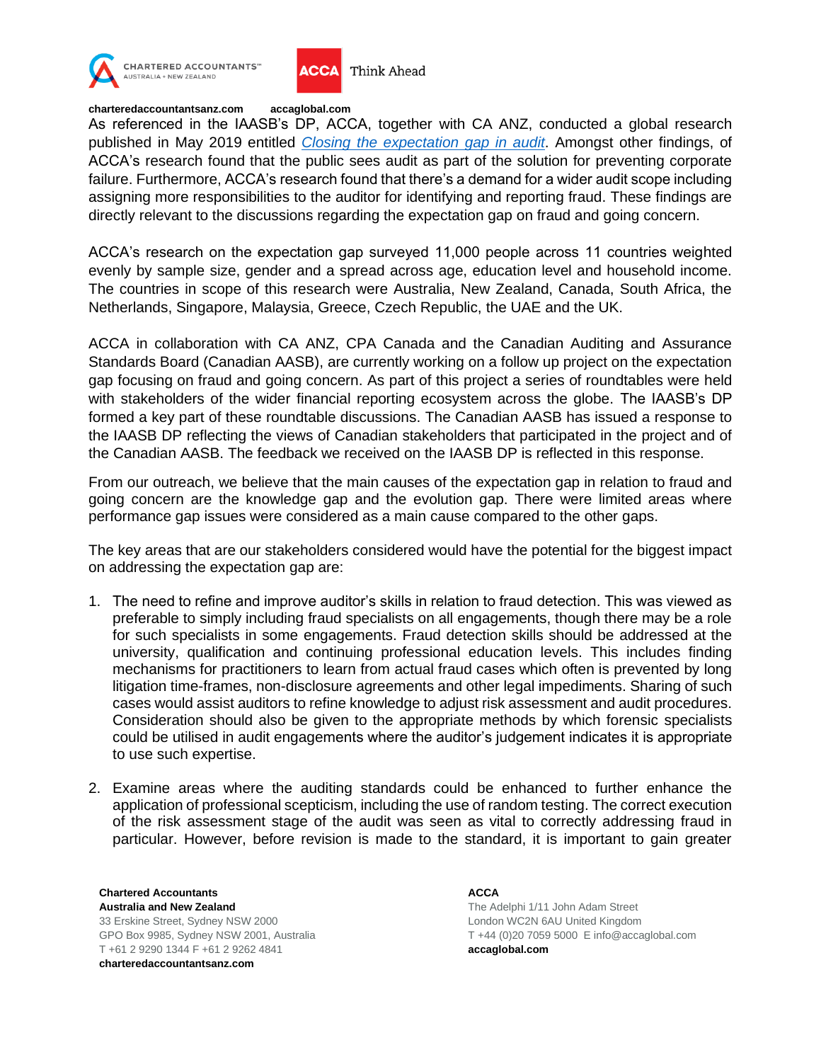As referenced in the IAASB's DP, ACCA, together with CA ANZ, conducted a global research published in May 2019 entitled *Closing the expectation gap in audit*. Amongst other findings, of ACCA's research found that the public sees audit as part of the solution for preventing corporate failure. Furthermore, ACCA's research found that there's a demand for a wider audit scope including assigning more responsibilities to the auditor for identifying and reporting fraud. These findings are directly relevant to the discussions regarding the expectation gap on fraud and going concern.

ACCA's research on the expectation gap surveyed 11,000 people across 11 countries weighted evenly by sample size, gender and a spread across age, education level and household income. The countries in scope of this research were Australia, New Zealand, Canada, South Africa, the Netherlands, Singapore, Malaysia, Greece, Czech Republic, the UAE and the UK.

ACCA in collaboration with CA ANZ, CPA Canada and the Canadian Auditing and Assurance Standards Board (Canadian AASB), are currently working on a follow up project on the expectation gap focusing on fraud and going concern. As part of this project a series of roundtables were held with stakeholders of the wider financial reporting ecosystem across the globe. The IAASB's DP formed a key part of these roundtable discussions. The Canadian AASB has issued a response to the IAASB DP reflecting the views of Canadian stakeholders that participated in the project and of the Canadian AASB. The feedback we received on the IAASB DP is reflected in this response.

From our outreach, we believe that the main causes of the expectation gap in relation to fraud and going concern are the knowledge gap and the evolution gap. There were limited areas where performance gap issues were considered as a main cause compared to the other gaps.

The key areas that are our stakeholders considered would have the potential for the biggest impact on addressing the expectation gap are:

1. The need to refine and improve auditor's skills in relation to fraud detection. This was viewed as preferable to simply including fraud specialists on all engagements, though there may be a role for such specialists in some engagements. Fraud detection skills should be addressed at the university, qualification and continuing professional education levels. This includes finding mechanisms for practitioners to learn from actual fraud cases which often is prevented by long litigation time-frames, non-disclosure agreements and other legal impediments. Sharing of such cases would assist auditors to refine knowledge to adjust risk assessment and audit procedures. Consideration should also be given to the appropriate methods by which forensic specialists could be utilised in audit engagements where the auditor's judgement indicates it is appropriate to use such expertise.

2. Examine areas where the auditing standards could be enhanced to further enhance the application of professional scepticism, including the use of random testing. The correct execution of the risk assessment stage of the audit was seen as vital to correctly addressing fraud in particular. However, before revision is made to the standard, it is important to gain greater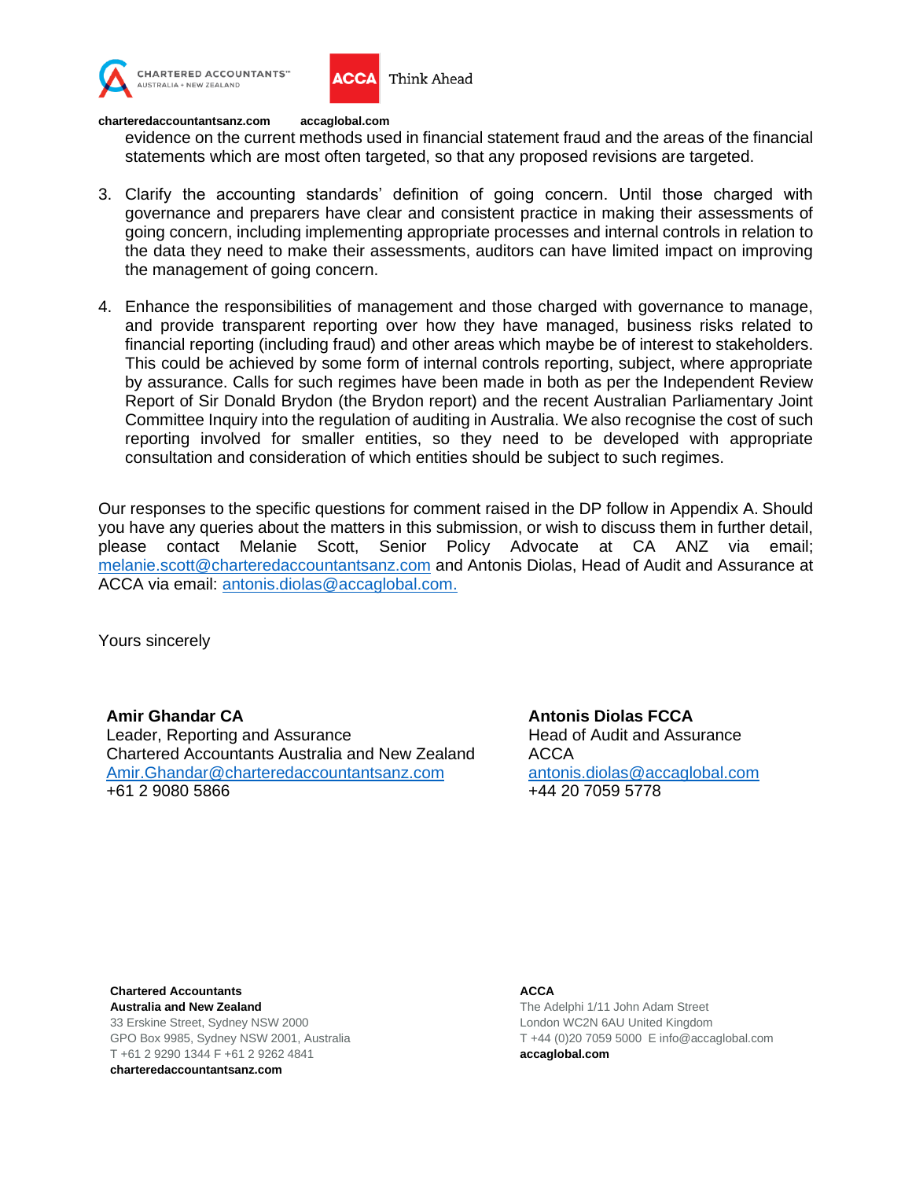evidence on the current methods used in financial statement fraud and the areas of the financial statements which are most often targeted, so that any proposed revisions are targeted.

3. Clarify the accounting standards' definition of going concern. Until those charged with governance and preparers have clear and consistent practice in making their assessments of going concern, including implementing appropriate processes and internal controls in relation to the data they need to make their assessments, auditors can have limited impact on improving the management of going concern.

4. Enhance the responsibilities of management and those charged with governance to manage, and provide transparent reporting over how they have managed, business risks related to financial reporting (including fraud) and other areas which maybe be of interest to stakeholders. This could be achieved by some form of internal controls reporting, subject, where appropriate by assurance. Calls for such regimes have been made in both as per the Independent Review Report of Sir Donald Brydon (the Brydon report) and the recent Australian Parliamentary Joint Committee Inquiry into the regulation of auditing in Australia. We also recognise the cost of such reporting involved for smaller entities, so they need to be developed with appropriate consultation and consideration of which entities should be subject to such regimes.

Our responses to the specific questions for comment raised in the DP follow in Appendix A. Should you have any queries about the matters in this submission, or wish to discuss them in further detail, please contact Melanie Scott, Senior Policy Advocate at CA ANZ via email; melanie.scott@charteredaccountantsanz.com and Antonis Diolas, Head of Audit and Assurance at ACCA via email: antonis.diolas@accaglobal.com.

Yours sincerely

**Amir Ghandar CA**
Leader, Reporting and Assurance
Chartered Accountants Australia and New Zealand
Amir.Ghandar@charteredaccountantsanz.com
+61 2 9080 5866

**Antonis Diolas FCCA**
Head of Audit and Assurance
ACCA
antonis.diolas@accaglobal.com
+44 20 7059 5778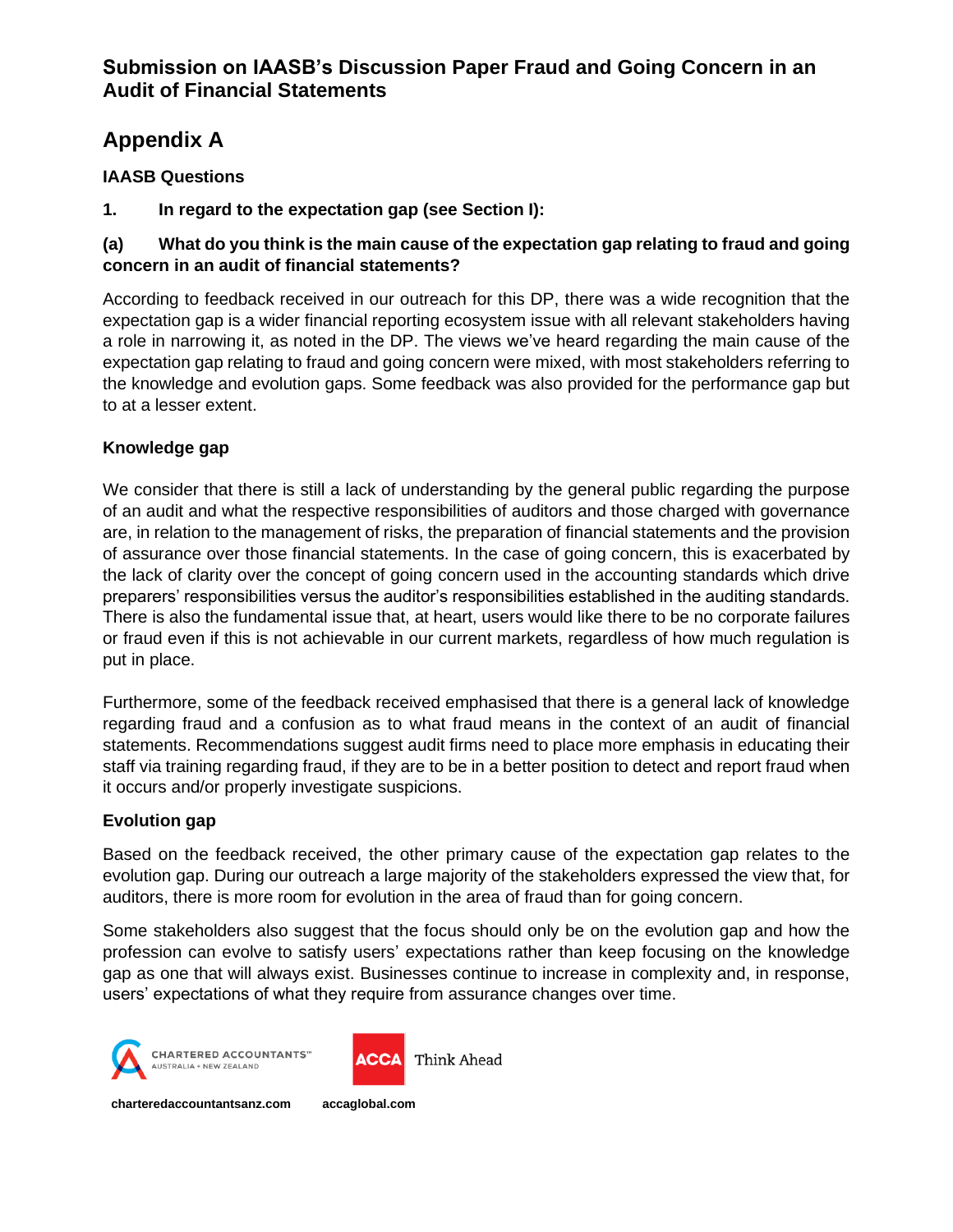# Submission on IAASB's Discussion Paper Fraud and Going Concern in an Audit of Financial Statements

## Appendix A

**IAASB Questions**

**1. In regard to the expectation gap (see Section I):**

**(a) What do you think is the main cause of the expectation gap relating to fraud and going concern in an audit of financial statements?**

According to feedback received in our outreach for this DP, there was a wide recognition that the expectation gap is a wider financial reporting ecosystem issue with all relevant stakeholders having a role in narrowing it, as noted in the DP. The views we've heard regarding the main cause of the expectation gap relating to fraud and going concern were mixed, with most stakeholders referring to the knowledge and evolution gaps. Some feedback was also provided for the performance gap but to at a lesser extent.

### Knowledge gap

We consider that there is still a lack of understanding by the general public regarding the purpose of an audit and what the respective responsibilities of auditors and those charged with governance are, in relation to the management of risks, the preparation of financial statements and the provision of assurance over those financial statements. In the case of going concern, this is exacerbated by the lack of clarity over the concept of going concern used in the accounting standards which drive preparers' responsibilities versus the auditor's responsibilities established in the auditing standards. There is also the fundamental issue that, at heart, users would like there to be no corporate failures or fraud even if this is not achievable in our current markets, regardless of how much regulation is put in place.

Furthermore, some of the feedback received emphasised that there is a general lack of knowledge regarding fraud and a confusion as to what fraud means in the context of an audit of financial statements. Recommendations suggest audit firms need to place more emphasis in educating their staff via training regarding fraud, if they are to be in a better position to detect and report fraud when it occurs and/or properly investigate suspicions.

### Evolution gap

Based on the feedback received, the other primary cause of the expectation gap relates to the evolution gap. During our outreach a large majority of the stakeholders expressed the view that, for auditors, there is more room for evolution in the area of fraud than for going concern.

Some stakeholders also suggest that the focus should only be on the evolution gap and how the profession can evolve to satisfy users' expectations rather than keep focusing on the knowledge gap as one that will always exist. Businesses continue to increase in complexity and, in response, users' expectations of what they require from assurance changes over time.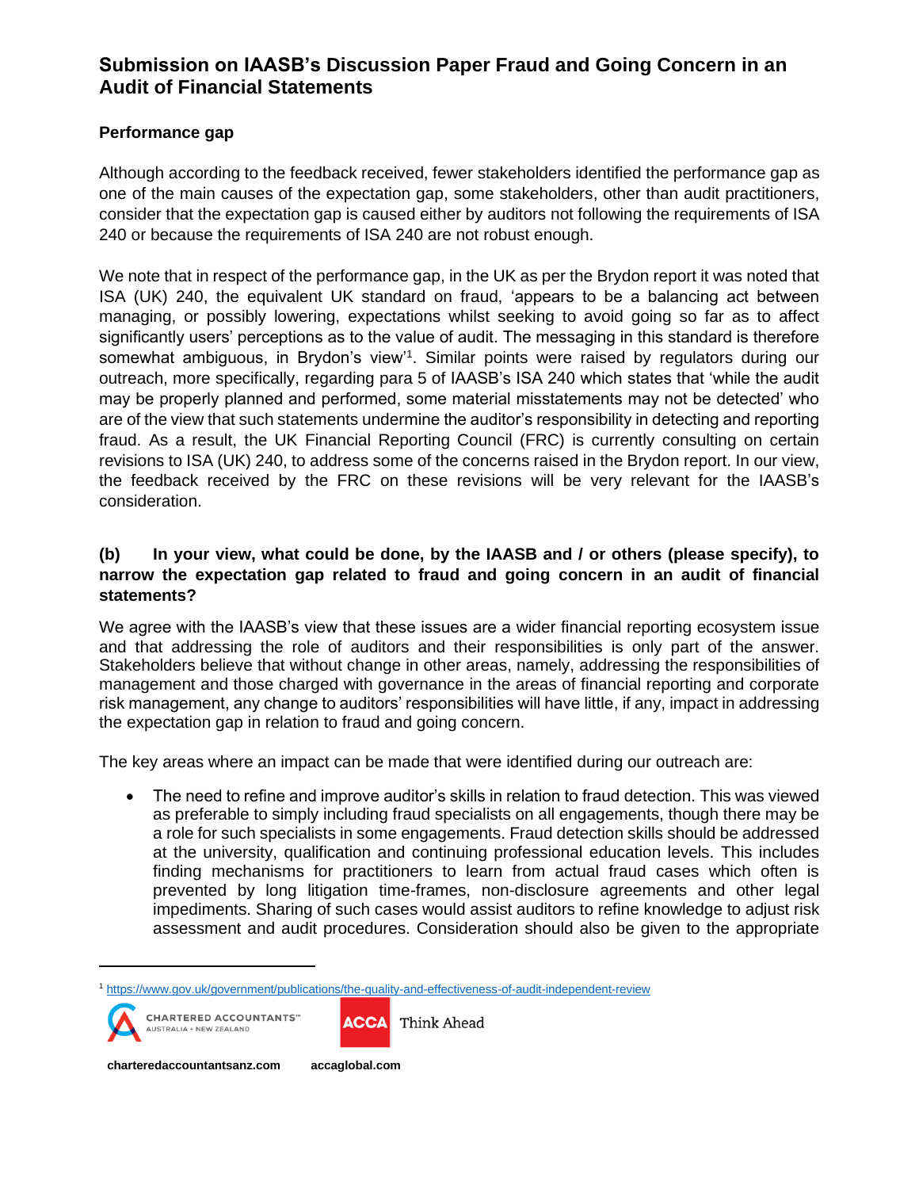## Submission on IAASB's Discussion Paper Fraud and Going Concern in an Audit of Financial Statements

**Performance gap**

Although according to the feedback received, fewer stakeholders identified the performance gap as one of the main causes of the expectation gap, some stakeholders, other than audit practitioners, consider that the expectation gap is caused either by auditors not following the requirements of ISA 240 or because the requirements of ISA 240 are not robust enough.

We note that in respect of the performance gap, in the UK as per the Brydon report it was noted that ISA (UK) 240, the equivalent UK standard on fraud, 'appears to be a balancing act between managing, or possibly lowering, expectations whilst seeking to avoid going so far as to affect significantly users' perceptions as to the value of audit. The messaging in this standard is therefore somewhat ambiguous, in Brydon's view'[1]. Similar points were raised by regulators during our outreach, more specifically, regarding para 5 of IAASB's ISA 240 which states that 'while the audit may be properly planned and performed, some material misstatements may not be detected' who are of the view that such statements undermine the auditor's responsibility in detecting and reporting fraud. As a result, the UK Financial Reporting Council (FRC) is currently consulting on certain revisions to ISA (UK) 240, to address some of the concerns raised in the Brydon report. In our view, the feedback received by the FRC on these revisions will be very relevant for the IAASB's consideration.

**(b) In your view, what could be done, by the IAASB and / or others (please specify), to narrow the expectation gap related to fraud and going concern in an audit of financial statements?**

We agree with the IAASB's view that these issues are a wider financial reporting ecosystem issue and that addressing the role of auditors and their responsibilities is only part of the answer. Stakeholders believe that without change in other areas, namely, addressing the responsibilities of management and those charged with governance in the areas of financial reporting and corporate risk management, any change to auditors' responsibilities will have little, if any, impact in addressing the expectation gap in relation to fraud and going concern.

The key areas where an impact can be made that were identified during our outreach are:

- The need to refine and improve auditor's skills in relation to fraud detection. This was viewed as preferable to simply including fraud specialists on all engagements, though there may be a role for such specialists in some engagements. Fraud detection skills should be addressed at the university, qualification and continuing professional education levels. This includes finding mechanisms for practitioners to learn from actual fraud cases which often is prevented by long litigation time-frames, non-disclosure agreements and other legal impediments. Sharing of such cases would assist auditors to refine knowledge to adjust risk assessment and audit procedures. Consideration should also be given to the appropriate

[1] https://www.gov.uk/government/publications/the-quality-and-effectiveness-of-audit-independent-review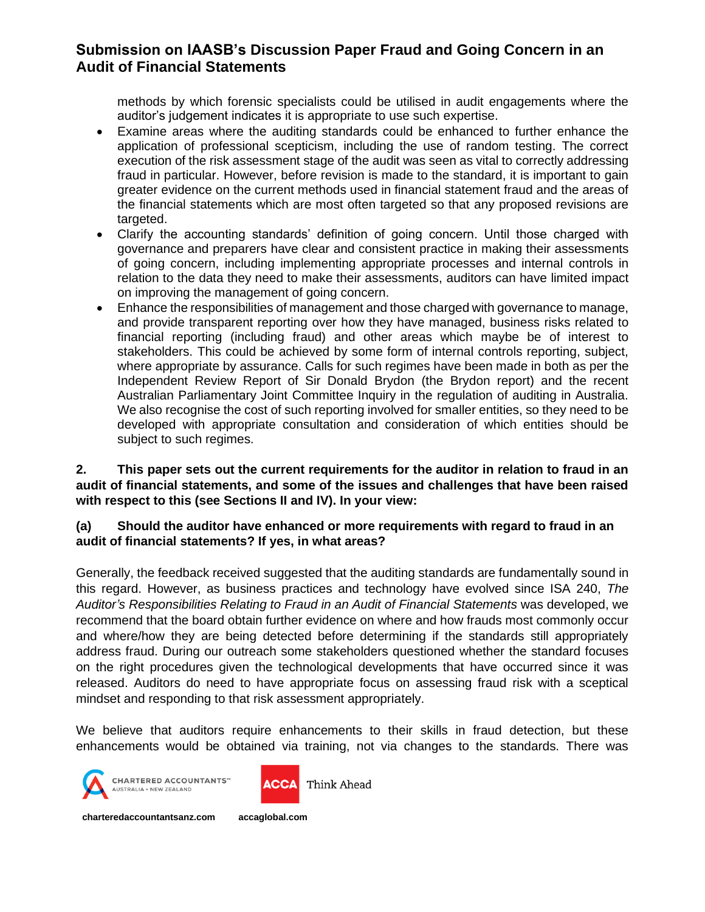methods by which forensic specialists could be utilised in audit engagements where the auditor's judgement indicates it is appropriate to use such expertise.

- Examine areas where the auditing standards could be enhanced to further enhance the application of professional scepticism, including the use of random testing. The correct execution of the risk assessment stage of the audit was seen as vital to correctly addressing fraud in particular. However, before revision is made to the standard, it is important to gain greater evidence on the current methods used in financial statement fraud and the areas of the financial statements which are most often targeted so that any proposed revisions are targeted.
- Clarify the accounting standards' definition of going concern. Until those charged with governance and preparers have clear and consistent practice in making their assessments of going concern, including implementing appropriate processes and internal controls in relation to the data they need to make their assessments, auditors can have limited impact on improving the management of going concern.
- Enhance the responsibilities of management and those charged with governance to manage, and provide transparent reporting over how they have managed, business risks related to financial reporting (including fraud) and other areas which maybe be of interest to stakeholders. This could be achieved by some form of internal controls reporting, subject, where appropriate by assurance. Calls for such regimes have been made in both as per the Independent Review Report of Sir Donald Brydon (the Brydon report) and the recent Australian Parliamentary Joint Committee Inquiry in the regulation of auditing in Australia. We also recognise the cost of such reporting involved for smaller entities, so they need to be developed with appropriate consultation and consideration of which entities should be subject to such regimes.

**2. This paper sets out the current requirements for the auditor in relation to fraud in an audit of financial statements, and some of the issues and challenges that have been raised with respect to this (see Sections II and IV). In your view:**

**(a) Should the auditor have enhanced or more requirements with regard to fraud in an audit of financial statements? If yes, in what areas?**

Generally, the feedback received suggested that the auditing standards are fundamentally sound in this regard. However, as business practices and technology have evolved since ISA 240, *The Auditor's Responsibilities Relating to Fraud in an Audit of Financial Statements* was developed, we recommend that the board obtain further evidence on where and how frauds most commonly occur and where/how they are being detected before determining if the standards still appropriately address fraud. During our outreach some stakeholders questioned whether the standard focuses on the right procedures given the technological developments that have occurred since it was released. Auditors do need to have appropriate focus on assessing fraud risk with a sceptical mindset and responding to that risk assessment appropriately.

We believe that auditors require enhancements to their skills in fraud detection, but these enhancements would be obtained via training, not via changes to the standards. There was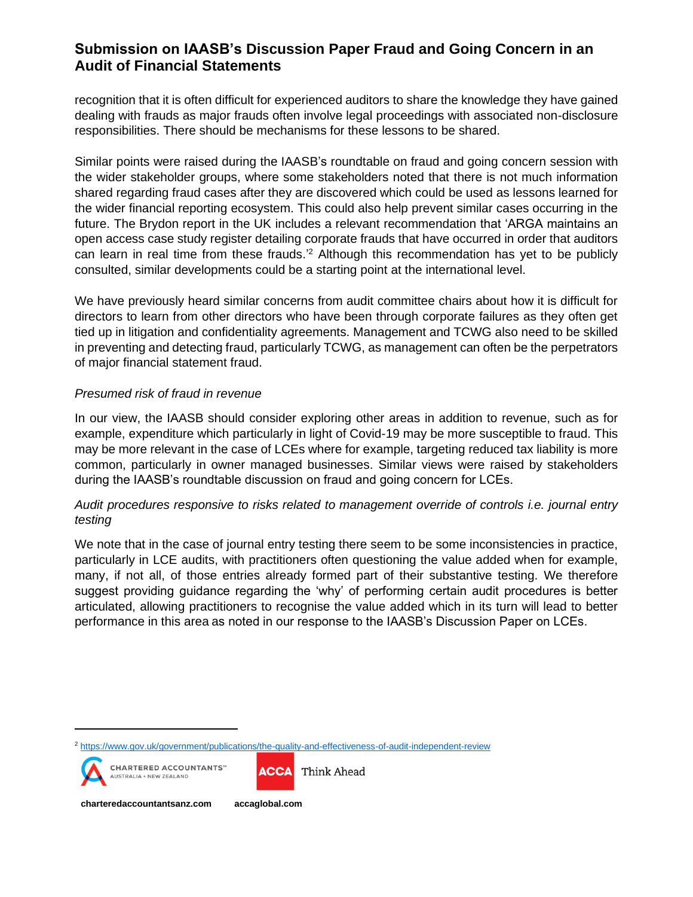recognition that it is often difficult for experienced auditors to share the knowledge they have gained dealing with frauds as major frauds often involve legal proceedings with associated non-disclosure responsibilities. There should be mechanisms for these lessons to be shared.

Similar points were raised during the IAASB's roundtable on fraud and going concern session with the wider stakeholder groups, where some stakeholders noted that there is not much information shared regarding fraud cases after they are discovered which could be used as lessons learned for the wider financial reporting ecosystem. This could also help prevent similar cases occurring in the future. The Brydon report in the UK includes a relevant recommendation that 'ARGA maintains an open access case study register detailing corporate frauds that have occurred in order that auditors can learn in real time from these frauds.'[2] Although this recommendation has yet to be publicly consulted, similar developments could be a starting point at the international level.

We have previously heard similar concerns from audit committee chairs about how it is difficult for directors to learn from other directors who have been through corporate failures as they often get tied up in litigation and confidentiality agreements. Management and TCWG also need to be skilled in preventing and detecting fraud, particularly TCWG, as management can often be the perpetrators of major financial statement fraud.

*Presumed risk of fraud in revenue*

In our view, the IAASB should consider exploring other areas in addition to revenue, such as for example, expenditure which particularly in light of Covid-19 may be more susceptible to fraud. This may be more relevant in the case of LCEs where for example, targeting reduced tax liability is more common, particularly in owner managed businesses. Similar views were raised by stakeholders during the IAASB's roundtable discussion on fraud and going concern for LCEs.

*Audit procedures responsive to risks related to management override of controls i.e. journal entry testing*

We note that in the case of journal entry testing there seem to be some inconsistencies in practice, particularly in LCE audits, with practitioners often questioning the value added when for example, many, if not all, of those entries already formed part of their substantive testing. We therefore suggest providing guidance regarding the 'why' of performing certain audit procedures is better articulated, allowing practitioners to recognise the value added which in its turn will lead to better performance in this area as noted in our response to the IAASB's Discussion Paper on LCEs.

---

[2] https://www.gov.uk/government/publications/the-quality-and-effectiveness-of-audit-independent-review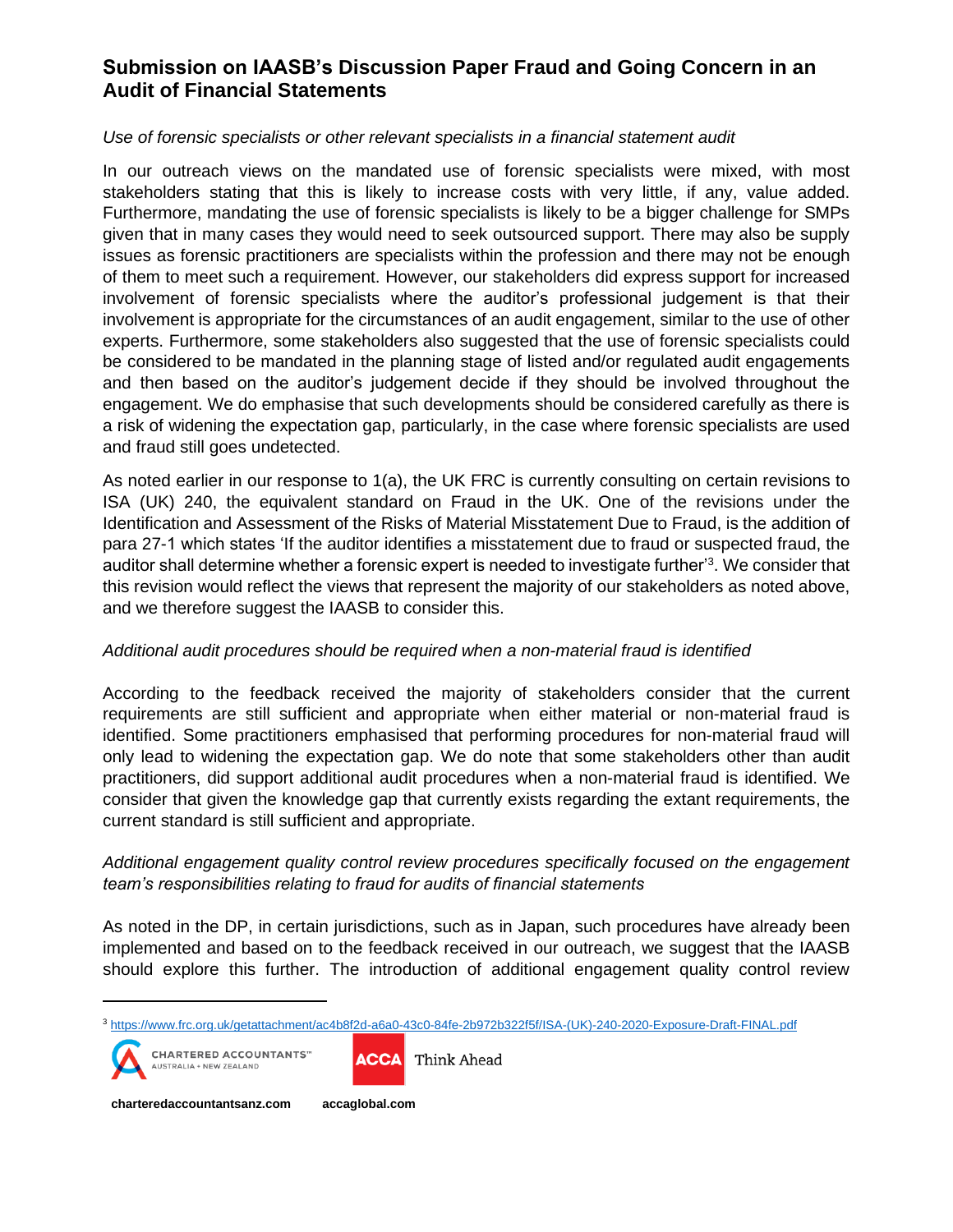# Submission on IAASB's Discussion Paper Fraud and Going Concern in an Audit of Financial Statements

*Use of forensic specialists or other relevant specialists in a financial statement audit*

In our outreach views on the mandated use of forensic specialists were mixed, with most stakeholders stating that this is likely to increase costs with very little, if any, value added. Furthermore, mandating the use of forensic specialists is likely to be a bigger challenge for SMPs given that in many cases they would need to seek outsourced support. There may also be supply issues as forensic practitioners are specialists within the profession and there may not be enough of them to meet such a requirement. However, our stakeholders did express support for increased involvement of forensic specialists where the auditor's professional judgement is that their involvement is appropriate for the circumstances of an audit engagement, similar to the use of other experts. Furthermore, some stakeholders also suggested that the use of forensic specialists could be considered to be mandated in the planning stage of listed and/or regulated audit engagements and then based on the auditor's judgement decide if they should be involved throughout the engagement. We do emphasise that such developments should be considered carefully as there is a risk of widening the expectation gap, particularly, in the case where forensic specialists are used and fraud still goes undetected.

As noted earlier in our response to 1(a), the UK FRC is currently consulting on certain revisions to ISA (UK) 240, the equivalent standard on Fraud in the UK. One of the revisions under the Identification and Assessment of the Risks of Material Misstatement Due to Fraud, is the addition of para 27-1 which states 'If the auditor identifies a misstatement due to fraud or suspected fraud, the auditor shall determine whether a forensic expert is needed to investigate further'[3]. We consider that this revision would reflect the views that represent the majority of our stakeholders as noted above, and we therefore suggest the IAASB to consider this.

*Additional audit procedures should be required when a non-material fraud is identified*

According to the feedback received the majority of stakeholders consider that the current requirements are still sufficient and appropriate when either material or non-material fraud is identified. Some practitioners emphasised that performing procedures for non-material fraud will only lead to widening the expectation gap. We do note that some stakeholders other than audit practitioners, did support additional audit procedures when a non-material fraud is identified. We consider that given the knowledge gap that currently exists regarding the extant requirements, the current standard is still sufficient and appropriate.

*Additional engagement quality control review procedures specifically focused on the engagement team's responsibilities relating to fraud for audits of financial statements*

As noted in the DP, in certain jurisdictions, such as in Japan, such procedures have already been implemented and based on to the feedback received in our outreach, we suggest that the IAASB should explore this further. The introduction of additional engagement quality control review

[3] https://www.frc.org.uk/getattachment/ac4b8f2d-a6a0-43c0-84fe-2b972b322f5f/ISA-(UK)-240-2020-Exposure-Draft-FINAL.pdf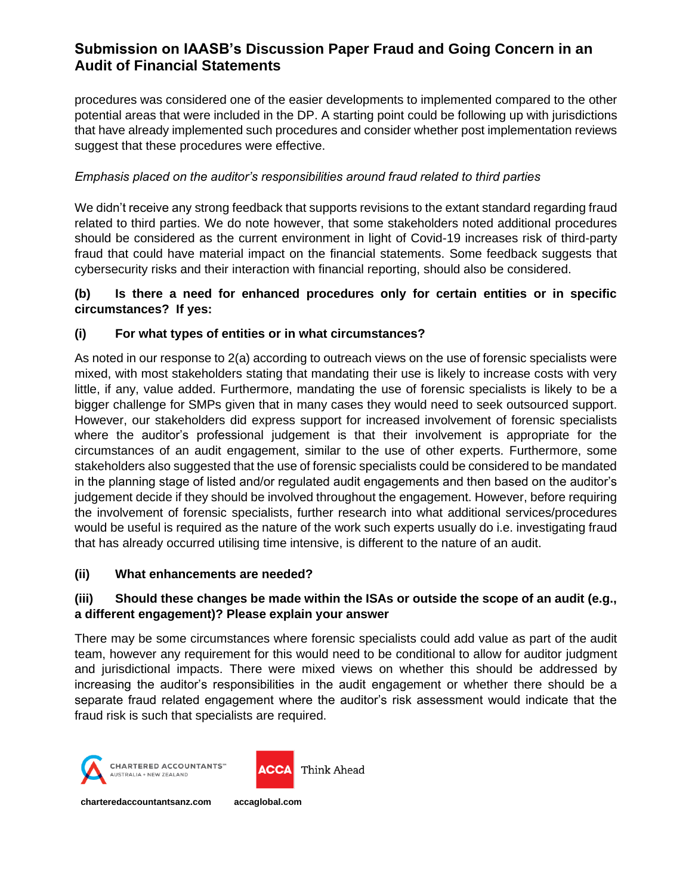procedures was considered one of the easier developments to implemented compared to the other potential areas that were included in the DP. A starting point could be following up with jurisdictions that have already implemented such procedures and consider whether post implementation reviews suggest that these procedures were effective.

*Emphasis placed on the auditor's responsibilities around fraud related to third parties*

We didn't receive any strong feedback that supports revisions to the extant standard regarding fraud related to third parties. We do note however, that some stakeholders noted additional procedures should be considered as the current environment in light of Covid-19 increases risk of third-party fraud that could have material impact on the financial statements. Some feedback suggests that cybersecurity risks and their interaction with financial reporting, should also be considered.

**(b) Is there a need for enhanced procedures only for certain entities or in specific circumstances? If yes:**

**(i) For what types of entities or in what circumstances?**

As noted in our response to 2(a) according to outreach views on the use of forensic specialists were mixed, with most stakeholders stating that mandating their use is likely to increase costs with very little, if any, value added. Furthermore, mandating the use of forensic specialists is likely to be a bigger challenge for SMPs given that in many cases they would need to seek outsourced support. However, our stakeholders did express support for increased involvement of forensic specialists where the auditor's professional judgement is that their involvement is appropriate for the circumstances of an audit engagement, similar to the use of other experts. Furthermore, some stakeholders also suggested that the use of forensic specialists could be considered to be mandated in the planning stage of listed and/or regulated audit engagements and then based on the auditor's judgement decide if they should be involved throughout the engagement. However, before requiring the involvement of forensic specialists, further research into what additional services/procedures would be useful is required as the nature of the work such experts usually do i.e. investigating fraud that has already occurred utilising time intensive, is different to the nature of an audit.

**(ii) What enhancements are needed?**

**(iii) Should these changes be made within the ISAs or outside the scope of an audit (e.g., a different engagement)? Please explain your answer**

There may be some circumstances where forensic specialists could add value as part of the audit team, however any requirement for this would need to be conditional to allow for auditor judgment and jurisdictional impacts. There were mixed views on whether this should be addressed by increasing the auditor's responsibilities in the audit engagement or whether there should be a separate fraud related engagement where the auditor's risk assessment would indicate that the fraud risk is such that specialists are required.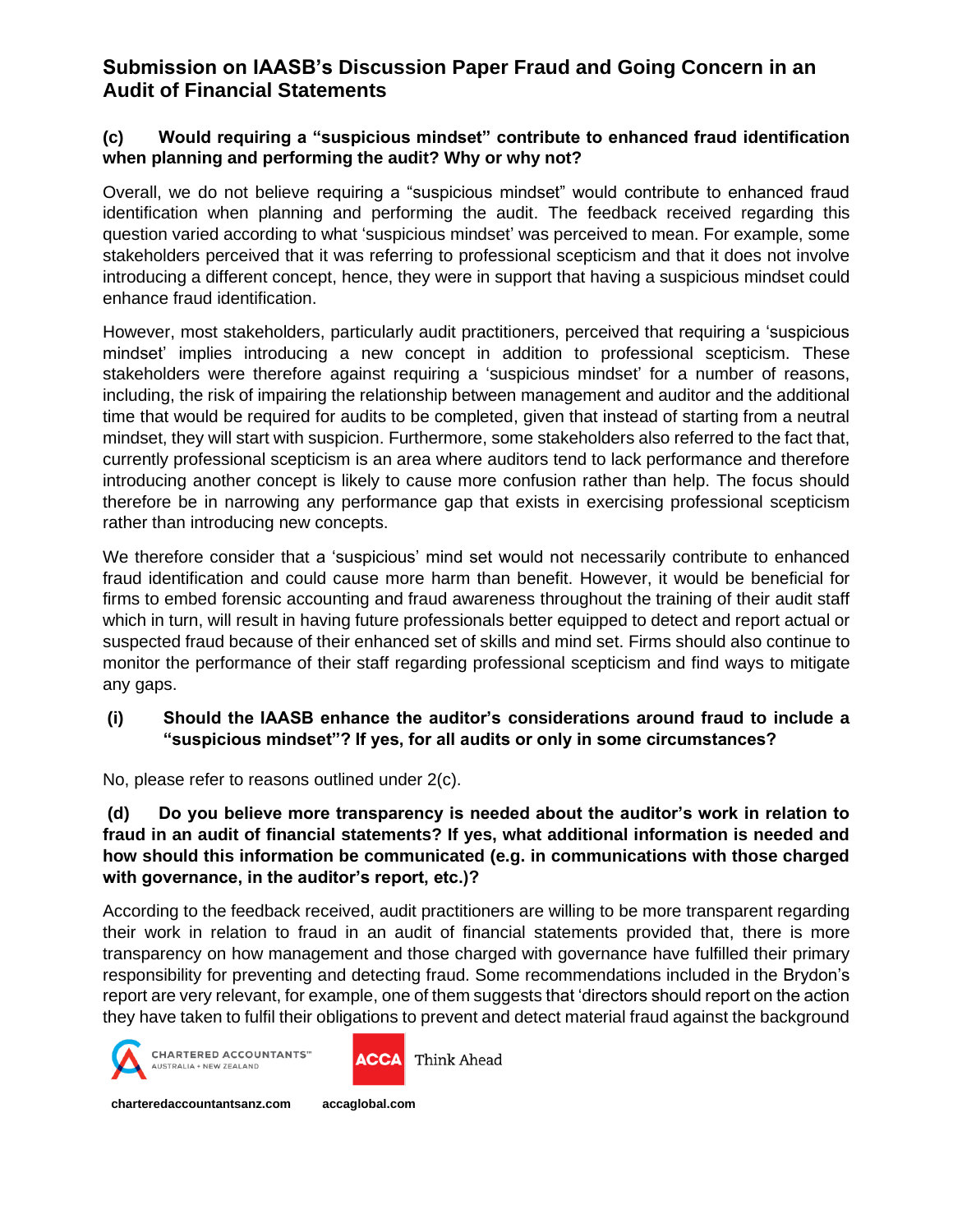**(c) Would requiring a "suspicious mindset" contribute to enhanced fraud identification when planning and performing the audit? Why or why not?**

Overall, we do not believe requiring a "suspicious mindset" would contribute to enhanced fraud identification when planning and performing the audit. The feedback received regarding this question varied according to what 'suspicious mindset' was perceived to mean. For example, some stakeholders perceived that it was referring to professional scepticism and that it does not involve introducing a different concept, hence, they were in support that having a suspicious mindset could enhance fraud identification.

However, most stakeholders, particularly audit practitioners, perceived that requiring a 'suspicious mindset' implies introducing a new concept in addition to professional scepticism. These stakeholders were therefore against requiring a 'suspicious mindset' for a number of reasons, including, the risk of impairing the relationship between management and auditor and the additional time that would be required for audits to be completed, given that instead of starting from a neutral mindset, they will start with suspicion. Furthermore, some stakeholders also referred to the fact that, currently professional scepticism is an area where auditors tend to lack performance and therefore introducing another concept is likely to cause more confusion rather than help. The focus should therefore be in narrowing any performance gap that exists in exercising professional scepticism rather than introducing new concepts.

We therefore consider that a 'suspicious' mind set would not necessarily contribute to enhanced fraud identification and could cause more harm than benefit. However, it would be beneficial for firms to embed forensic accounting and fraud awareness throughout the training of their audit staff which in turn, will result in having future professionals better equipped to detect and report actual or suspected fraud because of their enhanced set of skills and mind set. Firms should also continue to monitor the performance of their staff regarding professional scepticism and find ways to mitigate any gaps.

**(i) Should the IAASB enhance the auditor's considerations around fraud to include a "suspicious mindset"? If yes, for all audits or only in some circumstances?**

No, please refer to reasons outlined under 2(c).

**(d) Do you believe more transparency is needed about the auditor's work in relation to fraud in an audit of financial statements? If yes, what additional information is needed and how should this information be communicated (e.g. in communications with those charged with governance, in the auditor's report, etc.)?**

According to the feedback received, audit practitioners are willing to be more transparent regarding their work in relation to fraud in an audit of financial statements provided that, there is more transparency on how management and those charged with governance have fulfilled their primary responsibility for preventing and detecting fraud. Some recommendations included in the Brydon's report are very relevant, for example, one of them suggests that 'directors should report on the action they have taken to fulfil their obligations to prevent and detect material fraud against the background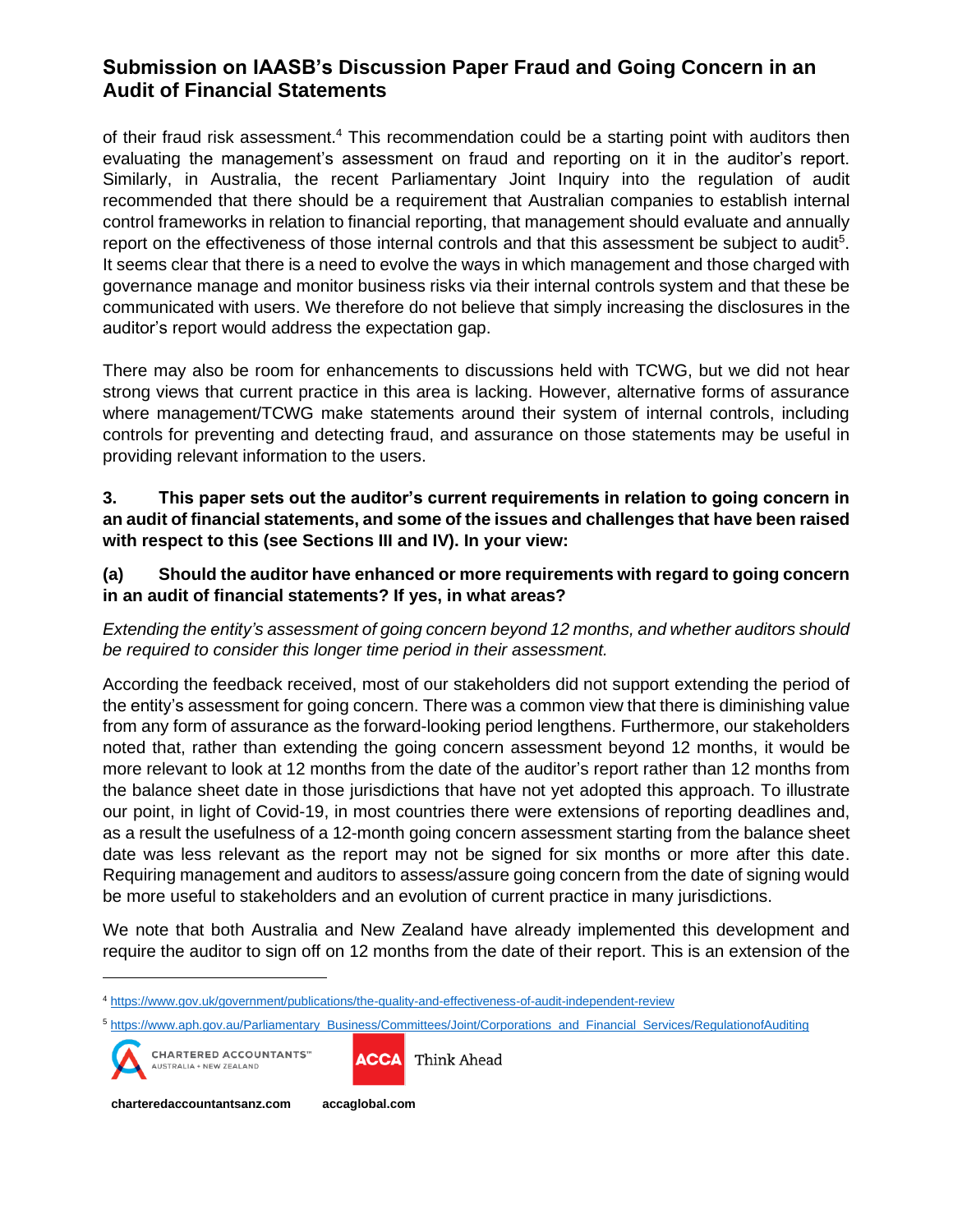of their fraud risk assessment.[4] This recommendation could be a starting point with auditors then evaluating the management's assessment on fraud and reporting on it in the auditor's report. Similarly, in Australia, the recent Parliamentary Joint Inquiry into the regulation of audit recommended that there should be a requirement that Australian companies to establish internal control frameworks in relation to financial reporting, that management should evaluate and annually report on the effectiveness of those internal controls and that this assessment be subject to audit[5]. It seems clear that there is a need to evolve the ways in which management and those charged with governance manage and monitor business risks via their internal controls system and that these be communicated with users. We therefore do not believe that simply increasing the disclosures in the auditor's report would address the expectation gap.

There may also be room for enhancements to discussions held with TCWG, but we did not hear strong views that current practice in this area is lacking. However, alternative forms of assurance where management/TCWG make statements around their system of internal controls, including controls for preventing and detecting fraud, and assurance on those statements may be useful in providing relevant information to the users.

**3. This paper sets out the auditor's current requirements in relation to going concern in an audit of financial statements, and some of the issues and challenges that have been raised with respect to this (see Sections III and IV). In your view:**

**(a) Should the auditor have enhanced or more requirements with regard to going concern in an audit of financial statements? If yes, in what areas?**

*Extending the entity's assessment of going concern beyond 12 months, and whether auditors should be required to consider this longer time period in their assessment.*

According the feedback received, most of our stakeholders did not support extending the period of the entity's assessment for going concern. There was a common view that there is diminishing value from any form of assurance as the forward-looking period lengthens. Furthermore, our stakeholders noted that, rather than extending the going concern assessment beyond 12 months, it would be more relevant to look at 12 months from the date of the auditor's report rather than 12 months from the balance sheet date in those jurisdictions that have not yet adopted this approach. To illustrate our point, in light of Covid-19, in most countries there were extensions of reporting deadlines and, as a result the usefulness of a 12-month going concern assessment starting from the balance sheet date was less relevant as the report may not be signed for six months or more after this date. Requiring management and auditors to assess/assure going concern from the date of signing would be more useful to stakeholders and an evolution of current practice in many jurisdictions.

We note that both Australia and New Zealand have already implemented this development and require the auditor to sign off on 12 months from the date of their report. This is an extension of the

[4] https://www.gov.uk/government/publications/the-quality-and-effectiveness-of-audit-independent-review

[5] https://www.aph.gov.au/Parliamentary_Business/Committees/Joint/Corporations_and_Financial_Services/RegulationofAuditing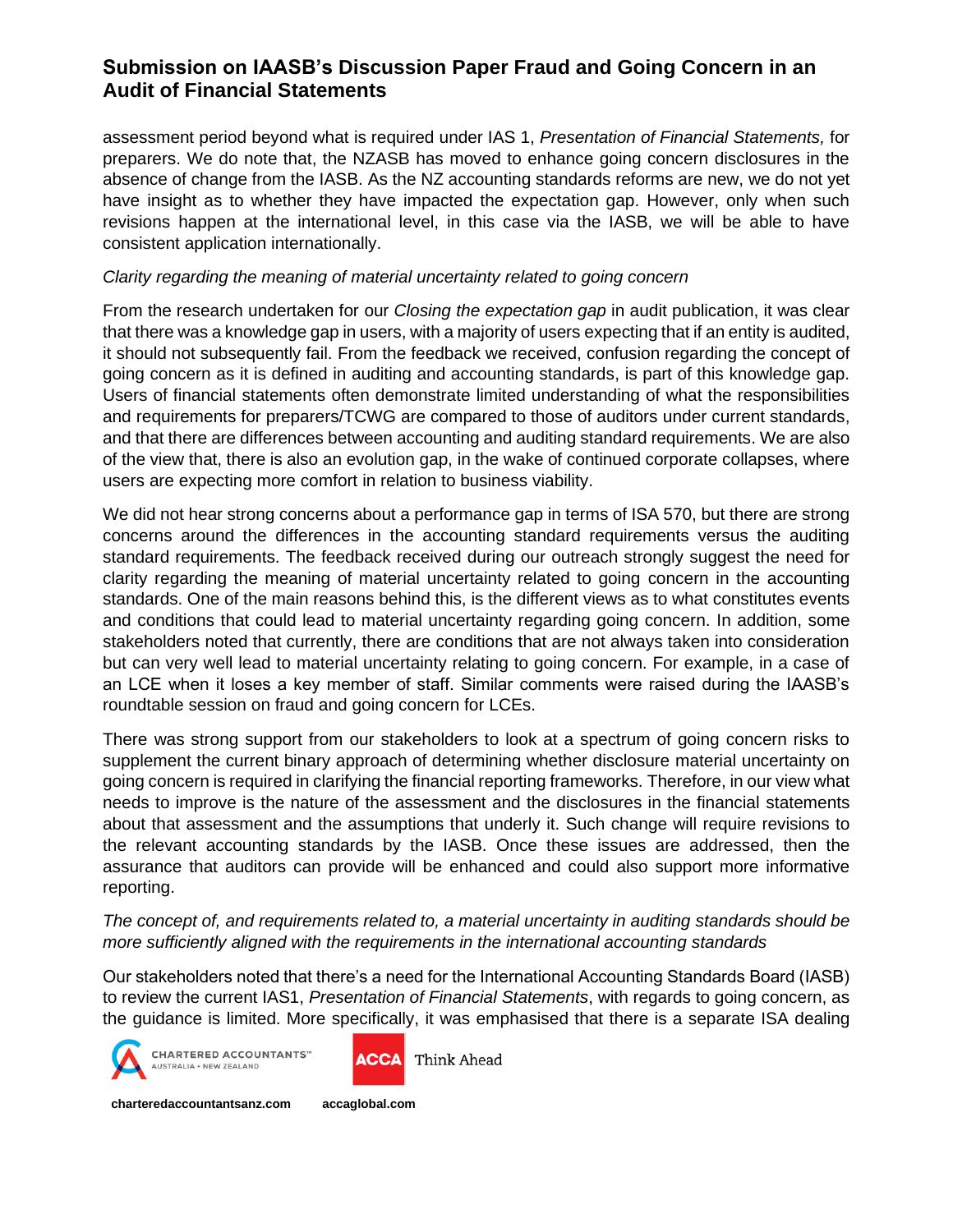assessment period beyond what is required under IAS 1, *Presentation of Financial Statements,* for preparers. We do note that, the NZASB has moved to enhance going concern disclosures in the absence of change from the IASB. As the NZ accounting standards reforms are new, we do not yet have insight as to whether they have impacted the expectation gap. However, only when such revisions happen at the international level, in this case via the IASB, we will be able to have consistent application internationally.

*Clarity regarding the meaning of material uncertainty related to going concern*

From the research undertaken for our *Closing the expectation gap* in audit publication, it was clear that there was a knowledge gap in users, with a majority of users expecting that if an entity is audited, it should not subsequently fail. From the feedback we received, confusion regarding the concept of going concern as it is defined in auditing and accounting standards, is part of this knowledge gap. Users of financial statements often demonstrate limited understanding of what the responsibilities and requirements for preparers/TCWG are compared to those of auditors under current standards, and that there are differences between accounting and auditing standard requirements. We are also of the view that, there is also an evolution gap, in the wake of continued corporate collapses, where users are expecting more comfort in relation to business viability.

We did not hear strong concerns about a performance gap in terms of ISA 570, but there are strong concerns around the differences in the accounting standard requirements versus the auditing standard requirements. The feedback received during our outreach strongly suggest the need for clarity regarding the meaning of material uncertainty related to going concern in the accounting standards. One of the main reasons behind this, is the different views as to what constitutes events and conditions that could lead to material uncertainty regarding going concern. In addition, some stakeholders noted that currently, there are conditions that are not always taken into consideration but can very well lead to material uncertainty relating to going concern. For example, in a case of an LCE when it loses a key member of staff. Similar comments were raised during the IAASB's roundtable session on fraud and going concern for LCEs.

There was strong support from our stakeholders to look at a spectrum of going concern risks to supplement the current binary approach of determining whether disclosure material uncertainty on going concern is required in clarifying the financial reporting frameworks. Therefore, in our view what needs to improve is the nature of the assessment and the disclosures in the financial statements about that assessment and the assumptions that underly it. Such change will require revisions to the relevant accounting standards by the IASB. Once these issues are addressed, then the assurance that auditors can provide will be enhanced and could also support more informative reporting.

*The concept of, and requirements related to, a material uncertainty in auditing standards should be more sufficiently aligned with the requirements in the international accounting standards*

Our stakeholders noted that there's a need for the International Accounting Standards Board (IASB) to review the current IAS1, *Presentation of Financial Statements*, with regards to going concern, as the guidance is limited. More specifically, it was emphasised that there is a separate ISA dealing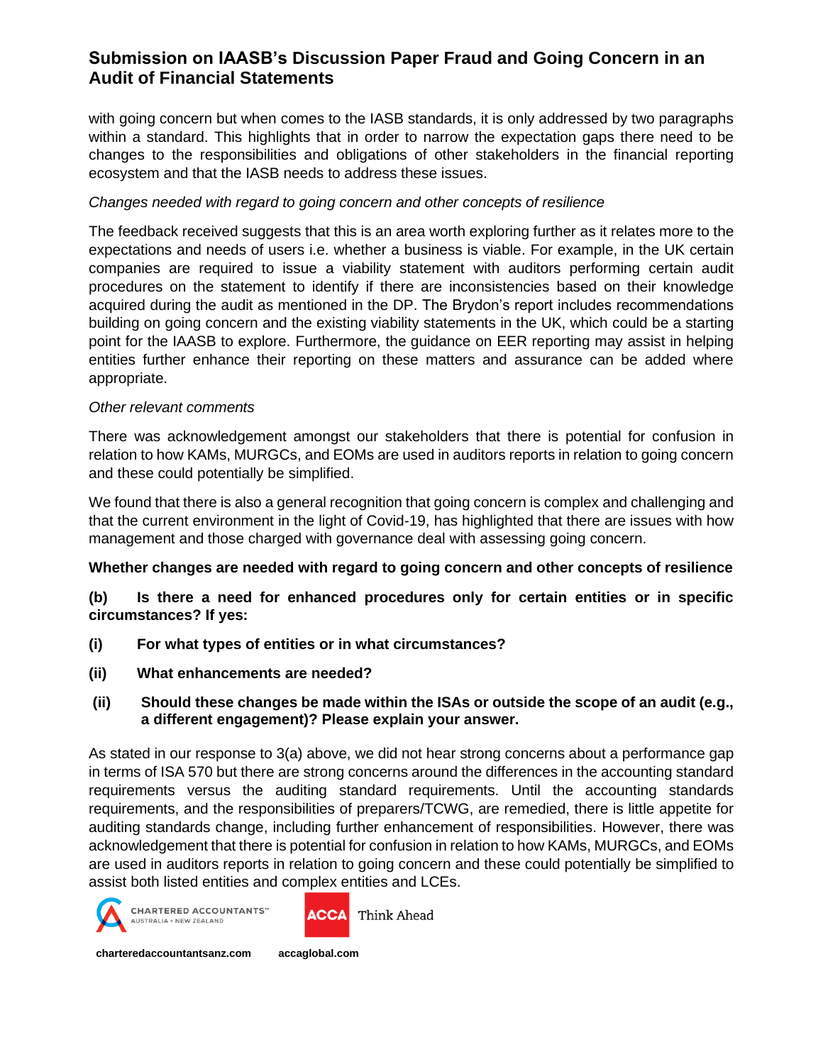with going concern but when comes to the IASB standards, it is only addressed by two paragraphs within a standard. This highlights that in order to narrow the expectation gaps there need to be changes to the responsibilities and obligations of other stakeholders in the financial reporting ecosystem and that the IASB needs to address these issues.

*Changes needed with regard to going concern and other concepts of resilience*

The feedback received suggests that this is an area worth exploring further as it relates more to the expectations and needs of users i.e. whether a business is viable. For example, in the UK certain companies are required to issue a viability statement with auditors performing certain audit procedures on the statement to identify if there are inconsistencies based on their knowledge acquired during the audit as mentioned in the DP. The Brydon's report includes recommendations building on going concern and the existing viability statements in the UK, which could be a starting point for the IAASB to explore. Furthermore, the guidance on EER reporting may assist in helping entities further enhance their reporting on these matters and assurance can be added where appropriate.

*Other relevant comments*

There was acknowledgement amongst our stakeholders that there is potential for confusion in relation to how KAMs, MURGCs, and EOMs are used in auditors reports in relation to going concern and these could potentially be simplified.

We found that there is also a general recognition that going concern is complex and challenging and that the current environment in the light of Covid-19, has highlighted that there are issues with how management and those charged with governance deal with assessing going concern.

**Whether changes are needed with regard to going concern and other concepts of resilience**

**(b) Is there a need for enhanced procedures only for certain entities or in specific circumstances? If yes:**

**(i) For what types of entities or in what circumstances?**

**(ii) What enhancements are needed?**

**(ii) Should these changes be made within the ISAs or outside the scope of an audit (e.g., a different engagement)? Please explain your answer.**

As stated in our response to 3(a) above, we did not hear strong concerns about a performance gap in terms of ISA 570 but there are strong concerns around the differences in the accounting standard requirements versus the auditing standard requirements. Until the accounting standards requirements, and the responsibilities of preparers/TCWG, are remedied, there is little appetite for auditing standards change, including further enhancement of responsibilities. However, there was acknowledgement that there is potential for confusion in relation to how KAMs, MURGCs, and EOMs are used in auditors reports in relation to going concern and these could potentially be simplified to assist both listed entities and complex entities and LCEs.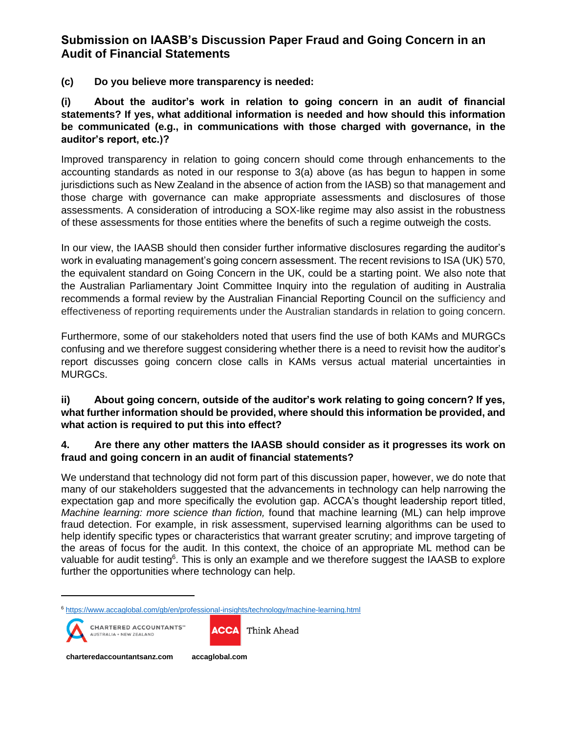## Submission on IAASB's Discussion Paper Fraud and Going Concern in an Audit of Financial Statements

**(c) Do you believe more transparency is needed:**

**(i) About the auditor's work in relation to going concern in an audit of financial statements? If yes, what additional information is needed and how should this information be communicated (e.g., in communications with those charged with governance, in the auditor's report, etc.)?**

Improved transparency in relation to going concern should come through enhancements to the accounting standards as noted in our response to 3(a) above (as has begun to happen in some jurisdictions such as New Zealand in the absence of action from the IASB) so that management and those charge with governance can make appropriate assessments and disclosures of those assessments. A consideration of introducing a SOX-like regime may also assist in the robustness of these assessments for those entities where the benefits of such a regime outweigh the costs.

In our view, the IAASB should then consider further informative disclosures regarding the auditor's work in evaluating management's going concern assessment. The recent revisions to ISA (UK) 570, the equivalent standard on Going Concern in the UK, could be a starting point. We also note that the Australian Parliamentary Joint Committee Inquiry into the regulation of auditing in Australia recommends a formal review by the Australian Financial Reporting Council on the sufficiency and effectiveness of reporting requirements under the Australian standards in relation to going concern.

Furthermore, some of our stakeholders noted that users find the use of both KAMs and MURGCs confusing and we therefore suggest considering whether there is a need to revisit how the auditor's report discusses going concern close calls in KAMs versus actual material uncertainties in MURGCs.

**ii) About going concern, outside of the auditor's work relating to going concern? If yes, what further information should be provided, where should this information be provided, and what action is required to put this into effect?**

**4. Are there any other matters the IAASB should consider as it progresses its work on fraud and going concern in an audit of financial statements?**

We understand that technology did not form part of this discussion paper, however, we do note that many of our stakeholders suggested that the advancements in technology can help narrowing the expectation gap and more specifically the evolution gap. ACCA's thought leadership report titled, *Machine learning: more science than fiction,* found that machine learning (ML) can help improve fraud detection. For example, in risk assessment, supervised learning algorithms can be used to help identify specific types or characteristics that warrant greater scrutiny; and improve targeting of the areas of focus for the audit. In this context, the choice of an appropriate ML method can be valuable for audit testing[6]. This is only an example and we therefore suggest the IAASB to explore further the opportunities where technology can help.

---

[6] https://www.accaglobal.com/gb/en/professional-insights/technology/machine-learning.html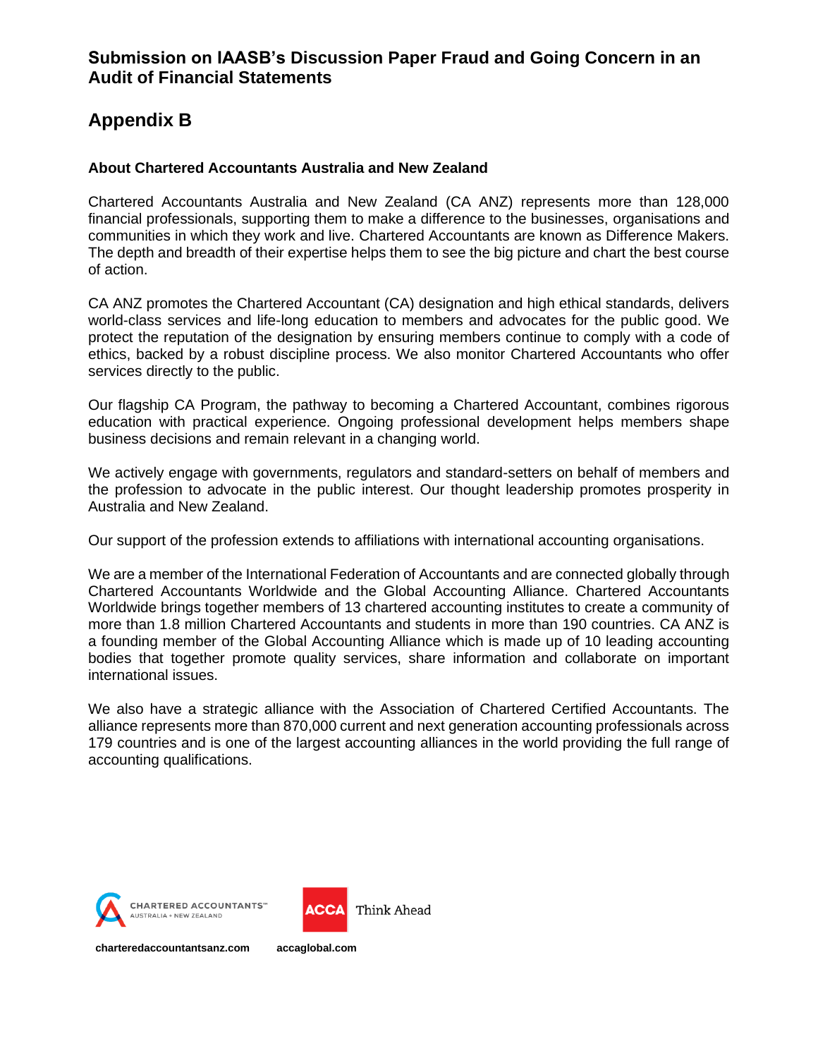# Submission on IAASB's Discussion Paper Fraud and Going Concern in an Audit of Financial Statements

## Appendix B

### About Chartered Accountants Australia and New Zealand

Chartered Accountants Australia and New Zealand (CA ANZ) represents more than 128,000 financial professionals, supporting them to make a difference to the businesses, organisations and communities in which they work and live. Chartered Accountants are known as Difference Makers. The depth and breadth of their expertise helps them to see the big picture and chart the best course of action.

CA ANZ promotes the Chartered Accountant (CA) designation and high ethical standards, delivers world-class services and life-long education to members and advocates for the public good. We protect the reputation of the designation by ensuring members continue to comply with a code of ethics, backed by a robust discipline process. We also monitor Chartered Accountants who offer services directly to the public.

Our flagship CA Program, the pathway to becoming a Chartered Accountant, combines rigorous education with practical experience. Ongoing professional development helps members shape business decisions and remain relevant in a changing world.

We actively engage with governments, regulators and standard-setters on behalf of members and the profession to advocate in the public interest. Our thought leadership promotes prosperity in Australia and New Zealand.

Our support of the profession extends to affiliations with international accounting organisations.

We are a member of the International Federation of Accountants and are connected globally through Chartered Accountants Worldwide and the Global Accounting Alliance. Chartered Accountants Worldwide brings together members of 13 chartered accounting institutes to create a community of more than 1.8 million Chartered Accountants and students in more than 190 countries. CA ANZ is a founding member of the Global Accounting Alliance which is made up of 10 leading accounting bodies that together promote quality services, share information and collaborate on important international issues.

We also have a strategic alliance with the Association of Chartered Certified Accountants. The alliance represents more than 870,000 current and next generation accounting professionals across 179 countries and is one of the largest accounting alliances in the world providing the full range of accounting qualifications.

CHARTERED ACCOUNTANTS™ AUSTRALIA + NEW ZEALAND

ACCA Think Ahead

**charteredaccountantsanz.com** **accaglobal.com**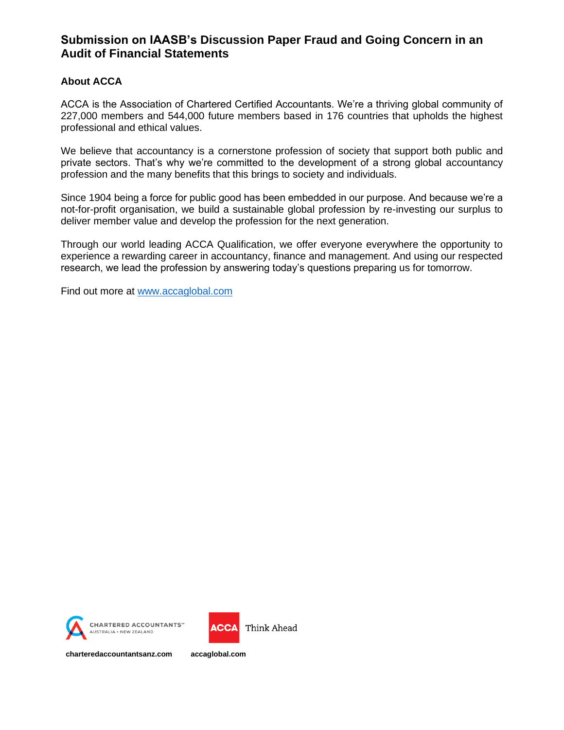## Submission on IAASB's Discussion Paper Fraud and Going Concern in an Audit of Financial Statements

### About ACCA

ACCA is the Association of Chartered Certified Accountants. We're a thriving global community of 227,000 members and 544,000 future members based in 176 countries that upholds the highest professional and ethical values.

We believe that accountancy is a cornerstone profession of society that support both public and private sectors. That's why we're committed to the development of a strong global accountancy profession and the many benefits that this brings to society and individuals.

Since 1904 being a force for public good has been embedded in our purpose. And because we're a not-for-profit organisation, we build a sustainable global profession by re-investing our surplus to deliver member value and develop the profession for the next generation.

Through our world leading ACCA Qualification, we offer everyone everywhere the opportunity to experience a rewarding career in accountancy, finance and management. And using our respected research, we lead the profession by answering today's questions preparing us for tomorrow.

Find out more at [www.accaglobal.com](http://www.accaglobal.com)

CHARTERED ACCOUNTANTS™ AUSTRALIA + NEW ZEALAND

ACCA Think Ahead

**charteredaccountantsanz.com** **accaglobal.com**